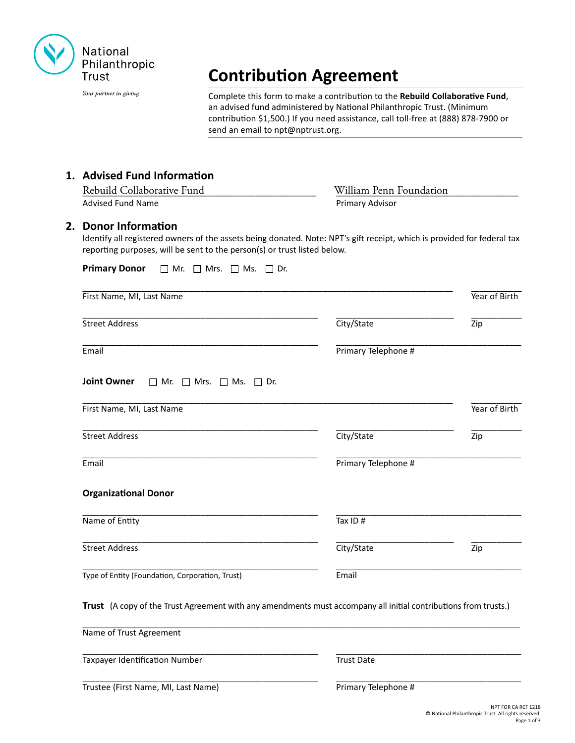National Philanthropic Trust

*Your partner in giving*

# Contribution Agreement

Complete this form to make a contribution to the **Rebuild Collaborative Fund**, an advised fund administered by National Philanthropic Trust. (Minimum contribution $1,500.) If you need assistance, call toll-free at (888) 878-7900 or send an email to npt@nptrust.org.

## 1. Advised Fund Information

Rebuild Collaborative Fund
Advised Fund Name

William Penn Foundation
Primary Advisor

## 2. Donor Information

Identify all registered owners of the assets being donated. Note: NPT's gift receipt, which is provided for federal tax reporting purposes, will be sent to the person(s) or trust listed below.

**Primary Donor** ☐ Mr. ☐ Mrs. ☐ Ms. ☐ Dr.

First Name, MI, Last Name ____________ Year of Birth ____________

Street Address ____________ City/State ____________ Zip ____________

Email ____________ Primary Telephone # ____________

**Joint Owner** ☐ Mr. ☐ Mrs. ☐ Ms. ☐ Dr.

First Name, MI, Last Name ____________ Year of Birth ____________

Street Address ____________ City/State ____________ Zip ____________

Email ____________ Primary Telephone # ____________

**Organizational Donor**

Name of Entity ____________ Tax ID # ____________

Street Address ____________ City/State ____________ Zip ____________

Type of Entity (Foundation, Corporation, Trust) ____________ Email ____________

**Trust** (A copy of the Trust Agreement with any amendments must accompany all initial contributions from trusts.)

Name of Trust Agreement ____________

Taxpayer Identification Number ____________ Trust Date ____________

Trustee (First Name, MI, Last Name) ____________ Primary Telephone # ____________

NPT FOR CA RCF 1218
© National Philanthropic Trust. All rights reserved.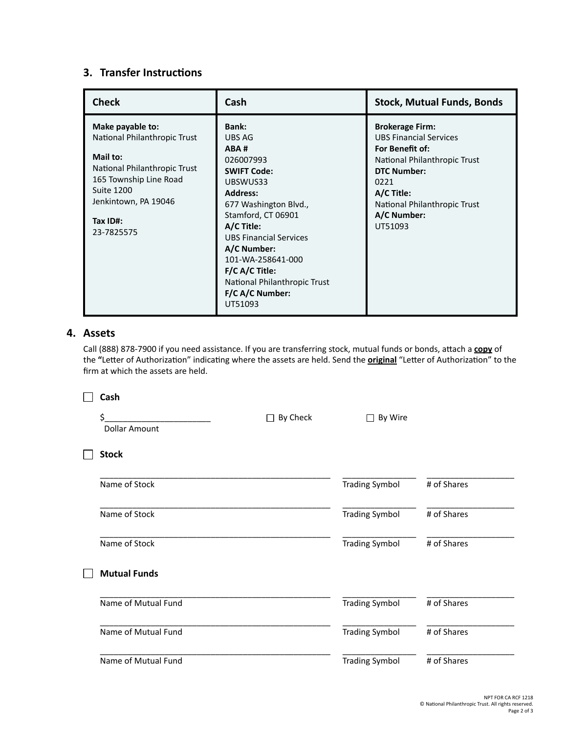## 3. Transfer Instructions

| Check | Cash | Stock, Mutual Funds, Bonds |
|---|---|---|
| **Make payable to:**<br>National Philanthropic Trust<br><br>**Mail to:**<br>National Philanthropic Trust<br>165 Township Line Road<br>Suite 1200<br>Jenkintown, PA 19046<br><br>**Tax ID#:**<br>23-7825575 | **Bank:**<br>UBS AG<br>**ABA #**<br>026007993<br>**SWIFT Code:**<br>UBSWUS33<br>**Address:**<br>677 Washington Blvd.,<br>Stamford, CT 06901<br>**A/C Title:**<br>UBS Financial Services<br>**A/C Number:**<br>101-WA-258641-000<br>**F/C A/C Title:**<br>National Philanthropic Trust<br>**F/C A/C Number:**<br>UT51093 | **Brokerage Firm:**<br>UBS Financial Services<br>**For Benefit of:**<br>National Philanthropic Trust<br>**DTC Number:**<br>0221<br>**A/C Title:**<br>National Philanthropic Trust<br>**A/C Number:**<br>UT51093 |

## 4. Assets

Call (888) 878-7900 if you need assistance. If you are transferring stock, mutual funds or bonds, attach a **copy** of the **"**Letter of Authorization" indicating where the assets are held. Send the **original** "Letter of Authorization" to the firm at which the assets are held.

☐ **Cash**

$______________________ ☐ By Check ☐ By Wire
Dollar Amount

☐ **Stock**

| Name of Stock | Trading Symbol | # of Shares |
|---|---|---|
| | | |
| | | |
| | | |

☐ **Mutual Funds**

| Name of Mutual Fund | Trading Symbol | # of Shares |
|---|---|---|
| | | |
| | | |
| | | |

NPT FOR CA RCF 1218
© National Philanthropic Trust. All rights reserved.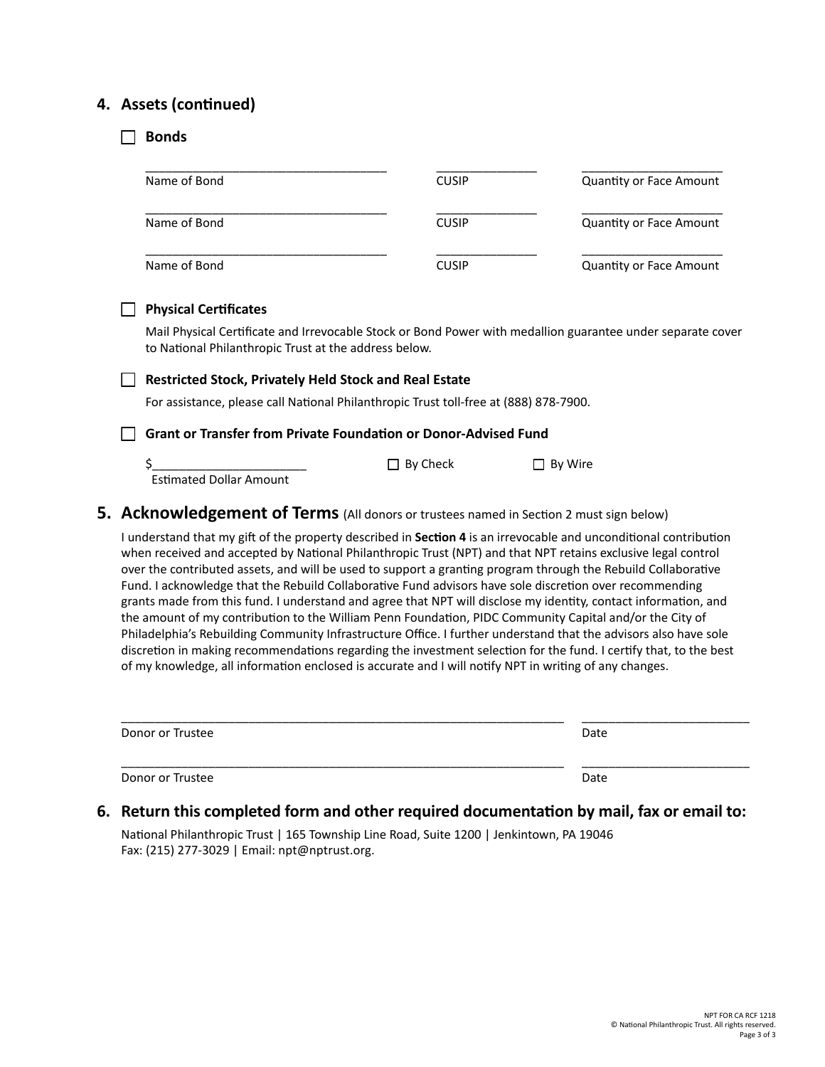## 4. Assets (continued)

☐ **Bonds**

| | | |
|---|---|---|
| Name of Bond | CUSIP | Quantity or Face Amount |
| Name of Bond | CUSIP | Quantity or Face Amount |
| Name of Bond | CUSIP | Quantity or Face Amount |

☐ **Physical Certificates**

Mail Physical Certificate and Irrevocable Stock or Bond Power with medallion guarantee under separate cover to National Philanthropic Trust at the address below.

☐ **Restricted Stock, Privately Held Stock and Real Estate**

For assistance, please call National Philanthropic Trust toll-free at (888) 878-7900.

☐ **Grant or Transfer from Private Foundation or Donor-Advised Fund**

$______________________ Estimated Dollar Amount ☐ By Check ☐ By Wire

## 5. Acknowledgement of Terms (All donors or trustees named in Section 2 must sign below)

I understand that my gift of the property described in **Section 4** is an irrevocable and unconditional contribution when received and accepted by National Philanthropic Trust (NPT) and that NPT retains exclusive legal control over the contributed assets, and will be used to support a granting program through the Rebuild Collaborative Fund. I acknowledge that the Rebuild Collaborative Fund advisors have sole discretion over recommending grants made from this fund. I understand and agree that NPT will disclose my identity, contact information, and the amount of my contribution to the William Penn Foundation, PIDC Community Capital and/or the City of Philadelphia's Rebuilding Community Infrastructure Office. I further understand that the advisors also have sole discretion in making recommendations regarding the investment selection for the fund. I certify that, to the best of my knowledge, all information enclosed is accurate and I will notify NPT in writing of any changes.

| | |
|---|---|
| Donor or Trustee | Date |
| Donor or Trustee | Date |

## 6. Return this completed form and other required documentation by mail, fax or email to:

National Philanthropic Trust | 165 Township Line Road, Suite 1200 | Jenkintown, PA 19046
Fax: (215) 277-3029 | Email: npt@nptrust.org.

NPT FOR CA RCF 1218
© National Philanthropic Trust. All rights reserved.